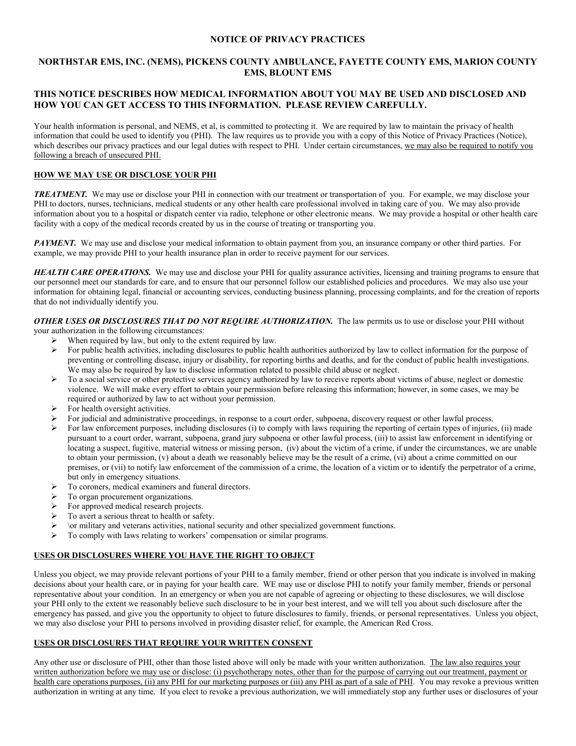# NOTICE OF PRIVACY PRACTICES

## NORTHSTAR EMS, INC. (NEMS), PICKENS COUNTY AMBULANCE, FAYETTE COUNTY EMS, MARION COUNTY EMS, BLOUNT EMS

### THIS NOTICE DESCRIBES HOW MEDICAL INFORMATION ABOUT YOU MAY BE USED AND DISCLOSED AND HOW YOU CAN GET ACCESS TO THIS INFORMATION. PLEASE REVIEW CAREFULLY.

Your health information is personal, and NEMS, et al, is committed to protecting it. We are required by law to maintain the privacy of health information that could be used to identify you (PHI). The law requires us to provide you with a copy of this Notice of Privacy Practices (Notice), which describes our privacy practices and our legal duties with respect to PHI. Under certain circumstances, <u>we may also be required to notify you following a breach of unsecured PHI.</u>

#### <u>HOW WE MAY USE OR DISCLOSE YOUR PHI</u>

***TREATMENT.*** We may use or disclose your PHI in connection with our treatment or transportation of you. For example, we may disclose your PHI to doctors, nurses, technicians, medical students or any other health care professional involved in taking care of you. We may also provide information about you to a hospital or dispatch center via radio, telephone or other electronic means. We may provide a hospital or other health care facility with a copy of the medical records created by us in the course of treating or transporting you.

***PAYMENT.*** We may use and disclose your medical information to obtain payment from you, an insurance company or other third parties. For example, we may provide PHI to your health insurance plan in order to receive payment for our services.

***HEALTH CARE OPERATIONS.*** We may use and disclose your PHI for quality assurance activities, licensing and training programs to ensure that our personnel meet our standards for care, and to ensure that our personnel follow our established policies and procedures. We may also use your information for obtaining legal, financial or accounting services, conducting business planning, processing complaints, and for the creation of reports that do not individually identify you.

***OTHER USES OR DISCLOSURES THAT DO NOT REQUIRE AUTHORIZATION.*** The law permits us to use or disclose your PHI without your authorization in the following circumstances:

- When required by law, but only to the extent required by law.
- For public health activities, including disclosures to public health authorities authorized by law to collect information for the purpose of preventing or controlling disease, injury or disability, for reporting births and deaths, and for the conduct of public health investigations. We may also be required by law to disclose information related to possible child abuse or neglect.
- To a social service or other protective services agency authorized by law to receive reports about victims of abuse, neglect or domestic violence. We will make every effort to obtain your permission before releasing this information; however, in some cases, we may be required or authorized by law to act without your permission.
- For health oversight activities.
- For judicial and administrative proceedings, in response to a court order, subpoena, discovery request or other lawful process.
- For law enforcement purposes, including disclosures (i) to comply with laws requiring the reporting of certain types of injuries, (ii) made pursuant to a court order, warrant, subpoena, grand jury subpoena or other lawful process, (iii) to assist law enforcement in identifying or locating a suspect, fugitive, material witness or missing person, (iv) about the victim of a crime, if under the circumstances, we are unable to obtain your permission, (v) about a death we reasonably believe may be the result of a crime, (vi) about a crime committed on our premises, or (vii) to notify law enforcement of the commission of a crime, the location of a victim or to identify the perpetrator of a crime, but only in emergency situations.
- To coroners, medical examiners and funeral directors.
- To organ procurement organizations.
- For approved medical research projects.
- To avert a serious threat to health or safety.
- \or military and veterans activities, national security and other specialized government functions.
- To comply with laws relating to workers' compensation or similar programs.

#### <u>USES OR DISCLOSURES WHERE YOU HAVE THE RIGHT TO OBJECT</u>

Unless you object, we may provide relevant portions of your PHI to a family member, friend or other person that you indicate is involved in making decisions about your health care, or in paying for your health care. WE may use or disclose PHI to notify your family member, friends or personal representative about your condition. In an emergency or when you are not capable of agreeing or objecting to these disclosures, we will disclose your PHI only to the extent we reasonably believe such disclosure to be in your best interest, and we will tell you about such disclosure after the emergency has passed, and give you the opportunity to object to future disclosures to family, friends, or personal representatives. Unless you object, we may also disclose your PHI to persons involved in providing disaster relief, for example, the American Red Cross.

#### <u>USES OR DISCLOSURES THAT REQUIRE YOUR WRITTEN CONSENT</u>

Any other use or disclosure of PHI, other than those listed above will only be made with your written authorization. <u>The law also requires your written authorization before we may use or disclose: (i) psychotherapy notes, other than for the purpose of carrying out our treatment, payment or health care operations purposes, (ii) any PHI for our marketing purposes or (iii) any PHI as part of a sale of PHI</u>. You may revoke a previous written authorization in writing at any time. If you elect to revoke a previous authorization, we will immediately stop any further uses or disclosures of your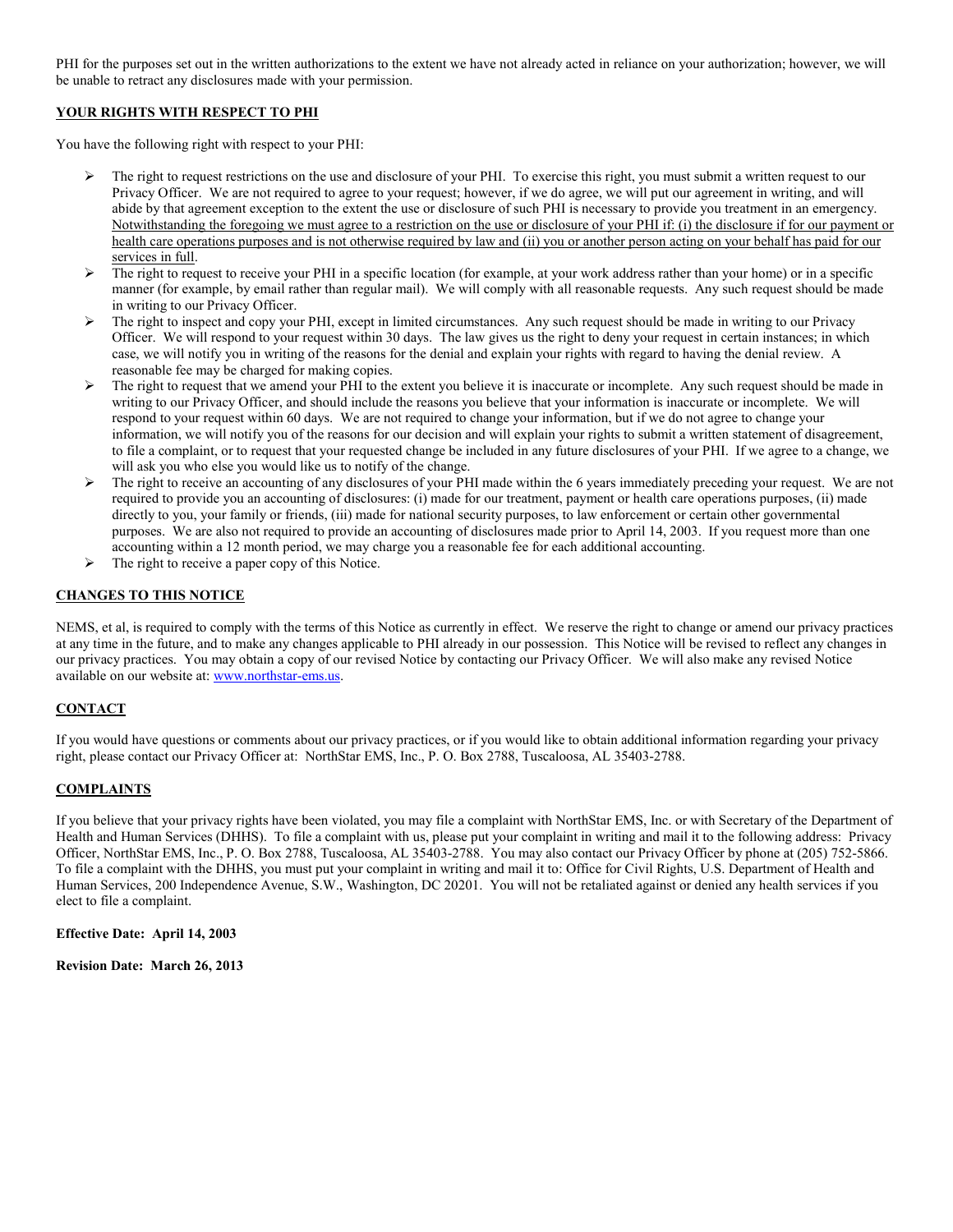PHI for the purposes set out in the written authorizations to the extent we have not already acted in reliance on your authorization; however, we will be unable to retract any disclosures made with your permission.

## YOUR RIGHTS WITH RESPECT TO PHI

You have the following right with respect to your PHI:

- The right to request restrictions on the use and disclosure of your PHI. To exercise this right, you must submit a written request to our Privacy Officer. We are not required to agree to your request; however, if we do agree, we will put our agreement in writing, and will abide by that agreement exception to the extent the use or disclosure of such PHI is necessary to provide you treatment in an emergency. <u>Notwithstanding the foregoing we must agree to a restriction on the use or disclosure of your PHI if: (i) the disclosure if for our payment or health care operations purposes and is not otherwise required by law and (ii) you or another person acting on your behalf has paid for our services in full</u>.
- The right to request to receive your PHI in a specific location (for example, at your work address rather than your home) or in a specific manner (for example, by email rather than regular mail). We will comply with all reasonable requests. Any such request should be made in writing to our Privacy Officer.
- The right to inspect and copy your PHI, except in limited circumstances. Any such request should be made in writing to our Privacy Officer. We will respond to your request within 30 days. The law gives us the right to deny your request in certain instances; in which case, we will notify you in writing of the reasons for the denial and explain your rights with regard to having the denial review. A reasonable fee may be charged for making copies.
- The right to request that we amend your PHI to the extent you believe it is inaccurate or incomplete. Any such request should be made in writing to our Privacy Officer, and should include the reasons you believe that your information is inaccurate or incomplete. We will respond to your request within 60 days. We are not required to change your information, but if we do not agree to change your information, we will notify you of the reasons for our decision and will explain your rights to submit a written statement of disagreement, to file a complaint, or to request that your requested change be included in any future disclosures of your PHI. If we agree to a change, we will ask you who else you would like us to notify of the change.
- The right to receive an accounting of any disclosures of your PHI made within the 6 years immediately preceding your request. We are not required to provide you an accounting of disclosures: (i) made for our treatment, payment or health care operations purposes, (ii) made directly to you, your family or friends, (iii) made for national security purposes, to law enforcement or certain other governmental purposes. We are also not required to provide an accounting of disclosures made prior to April 14, 2003. If you request more than one accounting within a 12 month period, we may charge you a reasonable fee for each additional accounting.
- The right to receive a paper copy of this Notice.

## CHANGES TO THIS NOTICE

NEMS, et al, is required to comply with the terms of this Notice as currently in effect. We reserve the right to change or amend our privacy practices at any time in the future, and to make any changes applicable to PHI already in our possession. This Notice will be revised to reflect any changes in our privacy practices. You may obtain a copy of our revised Notice by contacting our Privacy Officer. We will also make any revised Notice available on our website at: [www.northstar-ems.us](http://www.northstar-ems.us).

## CONTACT

If you would have questions or comments about our privacy practices, or if you would like to obtain additional information regarding your privacy right, please contact our Privacy Officer at: NorthStar EMS, Inc., P. O. Box 2788, Tuscaloosa, AL 35403-2788.

## COMPLAINTS

If you believe that your privacy rights have been violated, you may file a complaint with NorthStar EMS, Inc. or with Secretary of the Department of Health and Human Services (DHHS). To file a complaint with us, please put your complaint in writing and mail it to the following address: Privacy Officer, NorthStar EMS, Inc., P. O. Box 2788, Tuscaloosa, AL 35403-2788. You may also contact our Privacy Officer by phone at (205) 752-5866. To file a complaint with the DHHS, you must put your complaint in writing and mail it to: Office for Civil Rights, U.S. Department of Health and Human Services, 200 Independence Avenue, S.W., Washington, DC 20201. You will not be retaliated against or denied any health services if you elect to file a complaint.

**Effective Date: April 14, 2003**

**Revision Date: March 26, 2013**